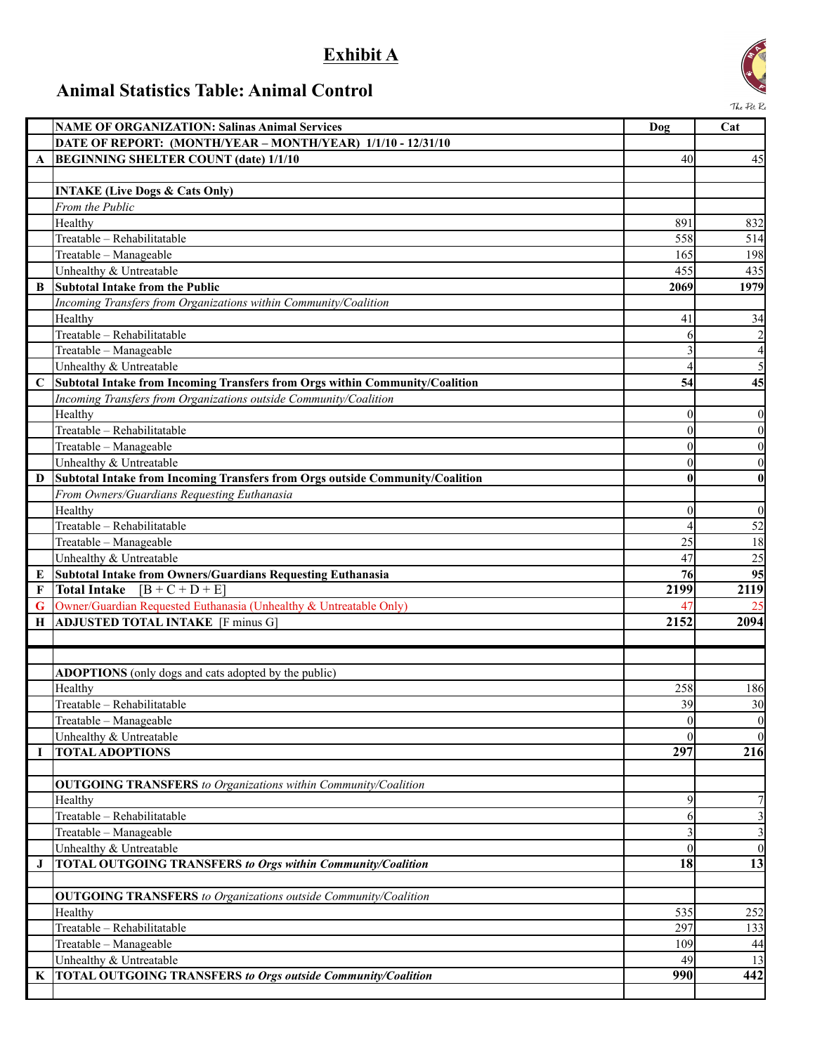# Exhibit A

## Animal Statistics Table: Animal Control

| | NAME OF ORGANIZATION: Salinas Animal Services | Dog | Cat |
|---|---|---|---|
| | **DATE OF REPORT: (MONTH/YEAR – MONTH/YEAR) 1/1/10 - 12/31/10** | | |
| **A** | **BEGINNING SHELTER COUNT (date) 1/1/10** | 40 | 45 |
| | | | |
| | **INTAKE (Live Dogs & Cats Only)** | | |
| | *From the Public* | | |
| | Healthy | 891 | 832 |
| | Treatable – Rehabilitatable | 558 | 514 |
| | Treatable – Manageable | 165 | 198 |
| | Unhealthy & Untreatable | 455 | 435 |
| **B** | **Subtotal Intake from the Public** | **2069** | **1979** |
| | *Incoming Transfers from Organizations within Community/Coalition* | | |
| | Healthy | 41 | 34 |
| | Treatable – Rehabilitatable | 6 | 2 |
| | Treatable – Manageable | 3 | 4 |
| | Unhealthy & Untreatable | 4 | 5 |
| **C** | **Subtotal Intake from Incoming Transfers from Orgs within Community/Coalition** | **54** | **45** |
| | *Incoming Transfers from Organizations outside Community/Coalition* | | |
| | Healthy | 0 | 0 |
| | Treatable – Rehabilitatable | 0 | 0 |
| | Treatable – Manageable | 0 | 0 |
| | Unhealthy & Untreatable | 0 | 0 |
| **D** | **Subtotal Intake from Incoming Transfers from Orgs outside Community/Coalition** | **0** | **0** |
| | *From Owners/Guardians Requesting Euthanasia* | | |
| | Healthy | 0 | 0 |
| | Treatable – Rehabilitatable | 4 | 52 |
| | Treatable – Manageable | 25 | 18 |
| | Unhealthy & Untreatable | 47 | 25 |
| **E** | **Subtotal Intake from Owners/Guardians Requesting Euthanasia** | **76** | **95** |
| **F** | **Total Intake** [B + C + D + E] | **2199** | **2119** |
| **G** | Owner/Guardian Requested Euthanasia (Unhealthy & Untreatable Only) | 47 | 25 |
| **H** | **ADJUSTED TOTAL INTAKE** [F minus G] | **2152** | **2094** |
| | | | |
| | | | |
| | **ADOPTIONS** (only dogs and cats adopted by the public) | | |
| | Healthy | 258 | 186 |
| | Treatable – Rehabilitatable | 39 | 30 |
| | Treatable – Manageable | 0 | 0 |
| | Unhealthy & Untreatable | 0 | 0 |
| **I** | **TOTAL ADOPTIONS** | **297** | **216** |
| | | | |
| | **OUTGOING TRANSFERS** *to Organizations within Community/Coalition* | | |
| | Healthy | 9 | 7 |
| | Treatable – Rehabilitatable | 6 | 3 |
| | Treatable – Manageable | 3 | 3 |
| | Unhealthy & Untreatable | 0 | 0 |
| **J** | **TOTAL OUTGOING TRANSFERS *to Orgs within Community/Coalition*** | **18** | **13** |
| | | | |
| | **OUTGOING TRANSFERS** *to Organizations outside Community/Coalition* | | |
| | Healthy | 535 | 252 |
| | Treatable – Rehabilitatable | 297 | 133 |
| | Treatable – Manageable | 109 | 44 |
| | Unhealthy & Untreatable | 49 | 13 |
| **K** | **TOTAL OUTGOING TRANSFERS *to Orgs outside Community/Coalition*** | **990** | **442** |
| | | | |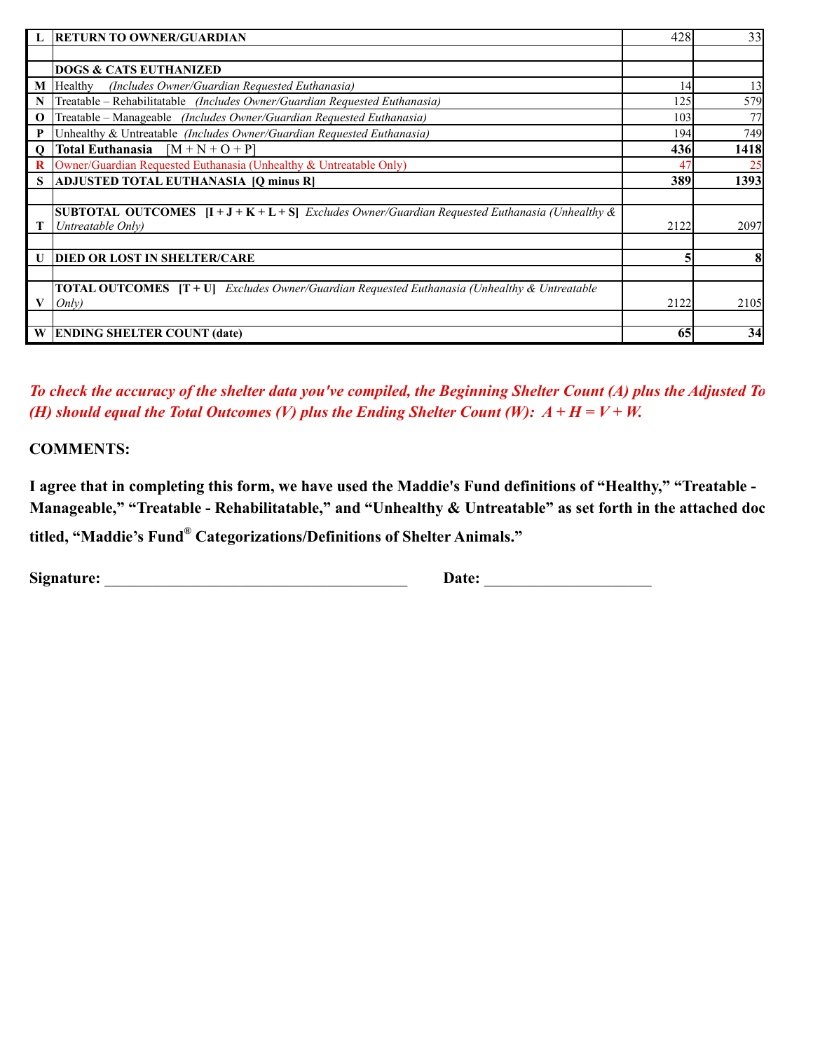| | | | |
|---|---|---|---|
| **L** | **RETURN TO OWNER/GUARDIAN** | 428 | 33 |
| | | | |
| | **DOGS & CATS EUTHANIZED** | | |
| **M** | Healthy *(Includes Owner/Guardian Requested Euthanasia)* | 14 | 13 |
| **N** | Treatable – Rehabilitatable *(Includes Owner/Guardian Requested Euthanasia)* | 125 | 579 |
| **O** | Treatable – Manageable *(Includes Owner/Guardian Requested Euthanasia)* | 103 | 77 |
| **P** | Unhealthy & Untreatable *(Includes Owner/Guardian Requested Euthanasia)* | 194 | 749 |
| **Q** | **Total Euthanasia** [M + N + O + P] | **436** | **1418** |
| **R** | Owner/Guardian Requested Euthanasia (Unhealthy & Untreatable Only) | 47 | 25 |
| **S** | **ADJUSTED TOTAL EUTHANASIA [Q minus R]** | **389** | **1393** |
| | | | |
| **T** | **SUBTOTAL OUTCOMES [I + J + K + L + S]** *Excludes Owner/Guardian Requested Euthanasia (Unhealthy & Untreatable Only)* | 2122 | 2097 |
| | | | |
| **U** | **DIED OR LOST IN SHELTER/CARE** | **5** | **8** |
| | | | |
| **V** | **TOTAL OUTCOMES [T + U]** *Excludes Owner/Guardian Requested Euthanasia (Unhealthy & Untreatable Only)* | 2122 | 2105 |
| | | | |
| **W** | **ENDING SHELTER COUNT (date)** | **65** | **34** |

***To check the accuracy of the shelter data you've compiled, the Beginning Shelter Count (A) plus the Adjusted To (H) should equal the Total Outcomes (V) plus the Ending Shelter Count (W): A + H = V + W.***

**COMMENTS:**

**I agree that in completing this form, we have used the Maddie's Fund definitions of "Healthy," "Treatable - Manageable," "Treatable - Rehabilitatable," and "Unhealthy & Untreatable" as set forth in the attached doc titled, "Maddie's Fund® Categorizations/Definitions of Shelter Animals."**

**Signature:** ______________________________________ **Date:** _____________________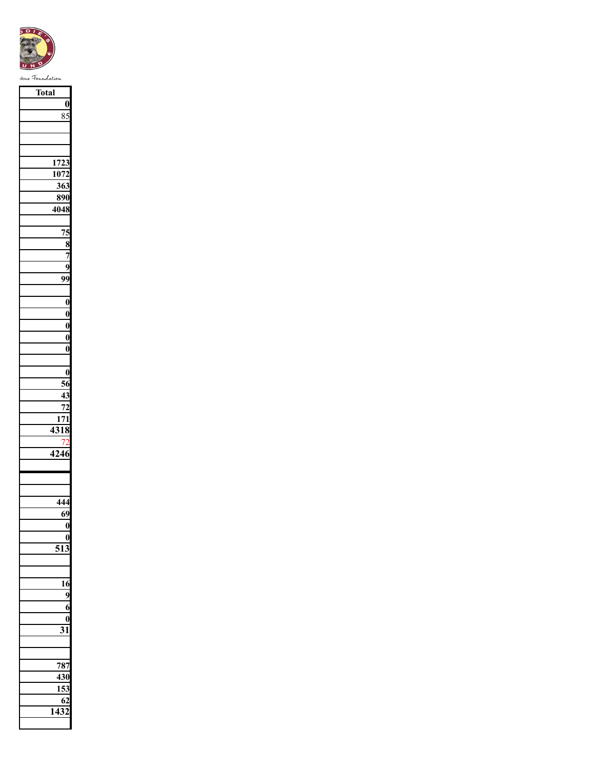scue Foundation

| Total |
| ---: |
| 0 |
| 85 |
| |
| |
| |
| 1723 |
| 1072 |
| 363 |
| 890 |
| 4048 |
| |
| 75 |
| 8 |
| 7 |
| 9 |
| 99 |
| |
| 0 |
| 0 |
| 0 |
| 0 |
| 0 |
| |
| 0 |
| 56 |
| 43 |
| 72 |
| 171 |
| 4318 |
| 72 |
| 4246 |
| |
| |
| |
| 444 |
| 69 |
| 0 |
| 0 |
| 513 |
| |
| |
| 16 |
| 9 |
| 6 |
| 0 |
| 31 |
| |
| |
| 787 |
| 430 |
| 153 |
| 62 |
| 1432 |
| |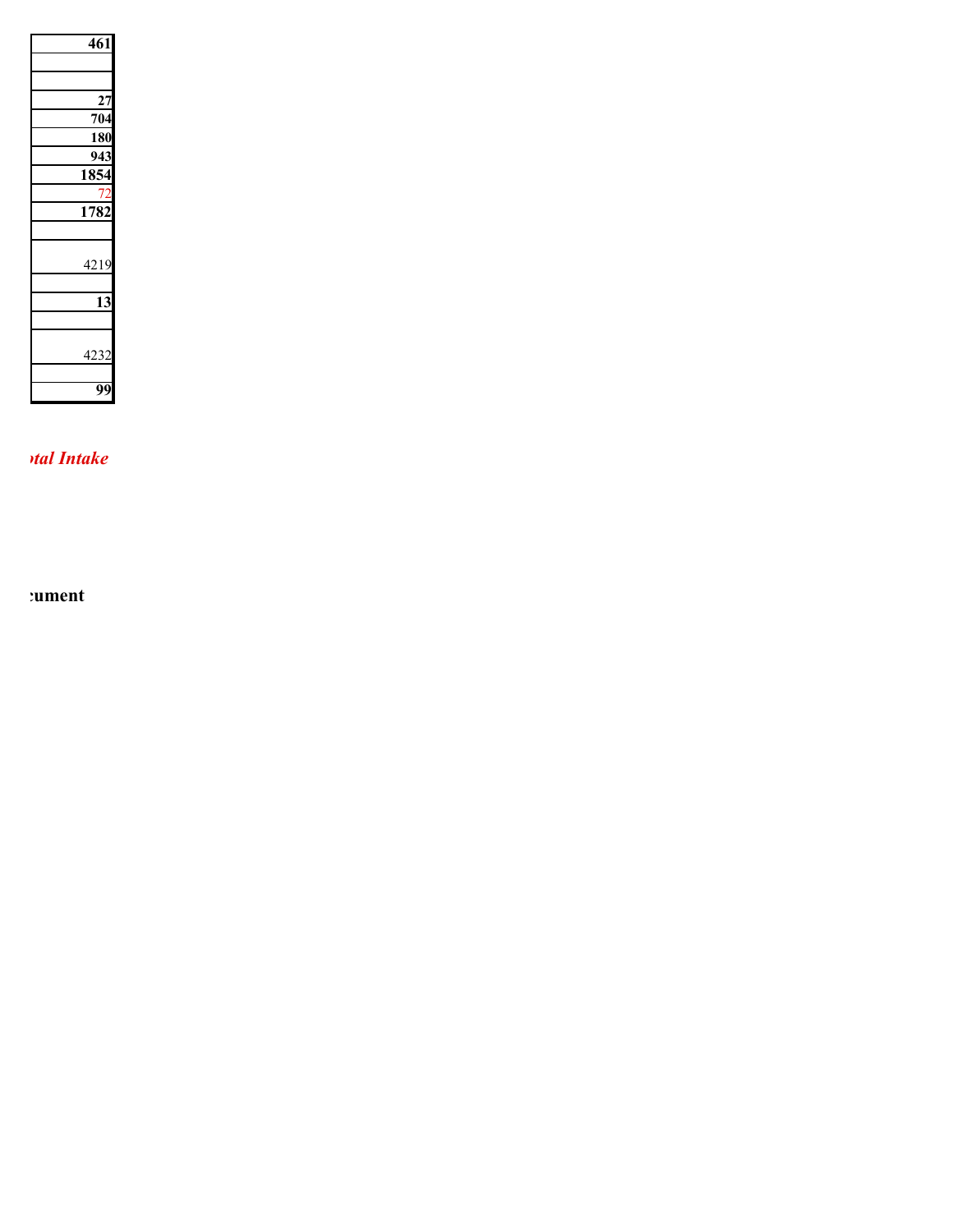| |
|---|
| **461** |
| |
| |
| **27** |
| **704** |
| **180** |
| **943** |
| **1854** |
| 72 |
| **1782** |
| |
| 4219 |
| |
| **13** |
| |
| 4232 |
| |
| **99** |

***tal Intake***

**ument**